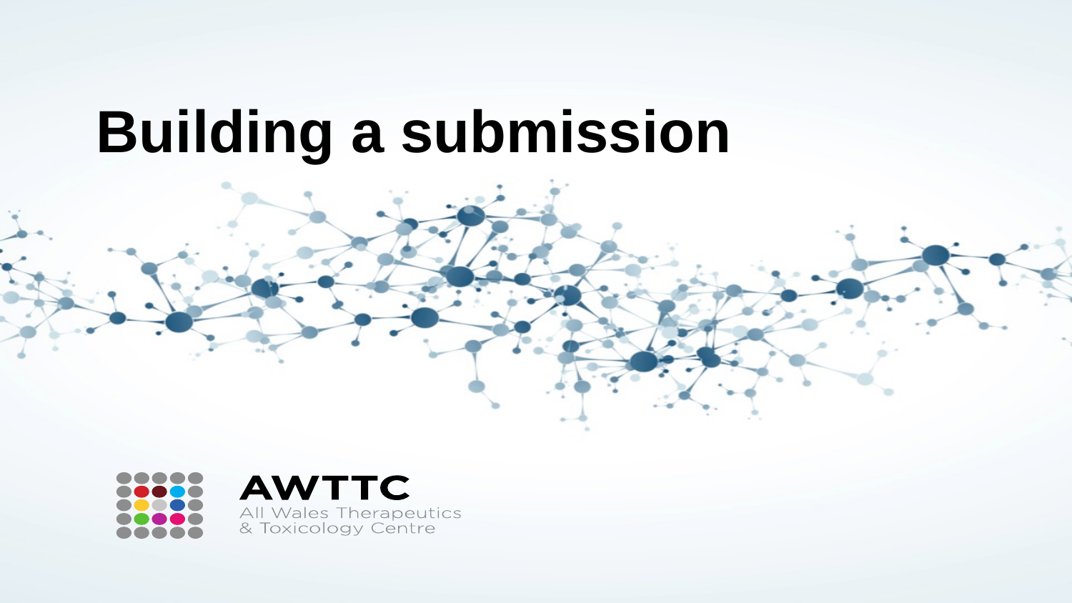# Building a submission

AWTTC

All Wales Therapeutics & Toxicology Centre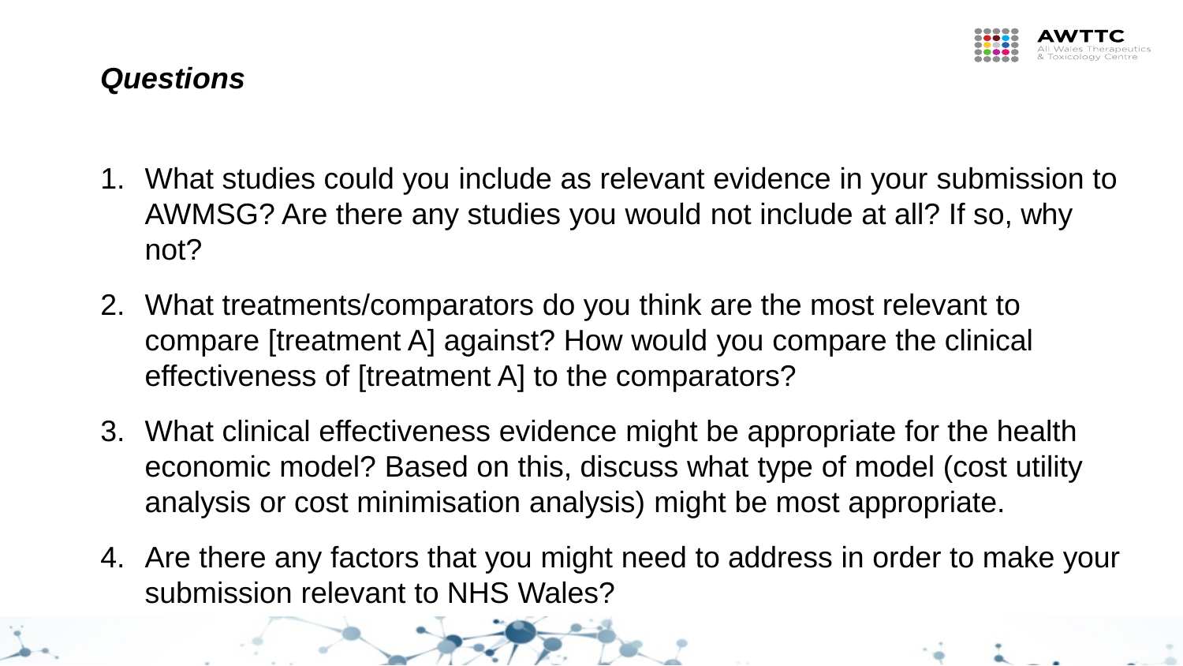## *Questions*

1. What studies could you include as relevant evidence in your submission to AWMSG? Are there any studies you would not include at all? If so, why not?
2. What treatments/comparators do you think are the most relevant to compare [treatment A] against? How would you compare the clinical effectiveness of [treatment A] to the comparators?
3. What clinical effectiveness evidence might be appropriate for the health economic model? Based on this, discuss what type of model (cost utility analysis or cost minimisation analysis) might be most appropriate.
4. Are there any factors that you might need to address in order to make your submission relevant to NHS Wales?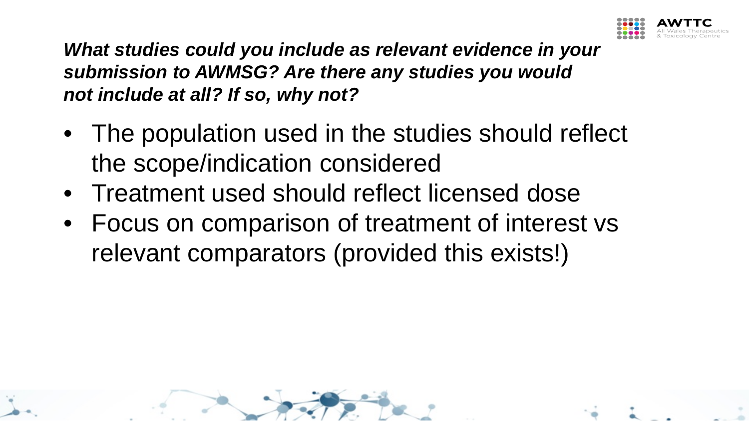***What studies could you include as relevant evidence in your submission to AWMSG? Are there any studies you would not include at all? If so, why not?***

- The population used in the studies should reflect the scope/indication considered
- Treatment used should reflect licensed dose
- Focus on comparison of treatment of interest vs relevant comparators (provided this exists!)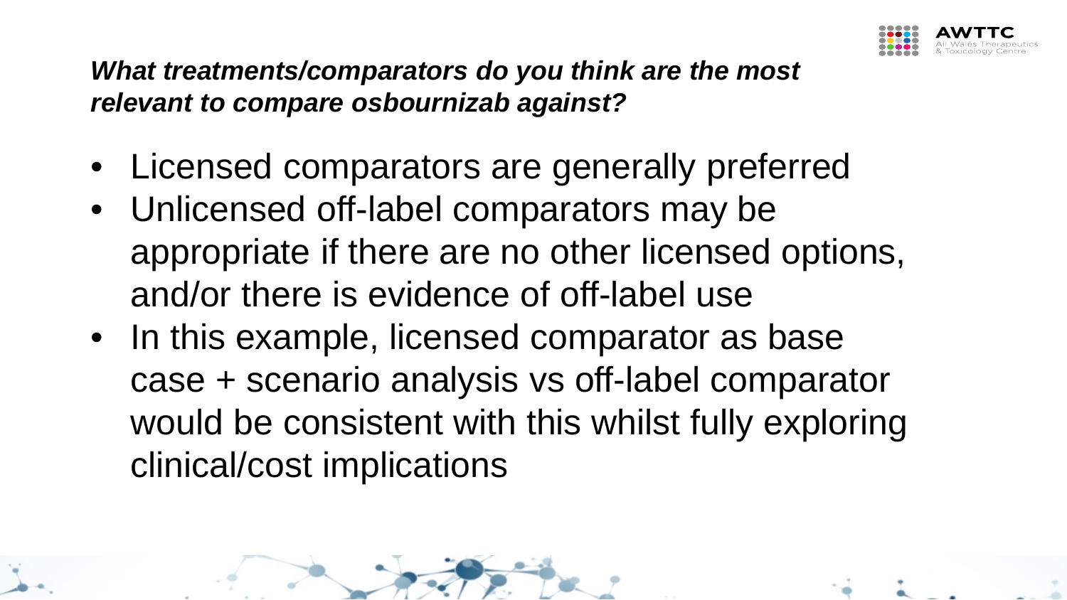***What treatments/comparators do you think are the most relevant to compare osbournizab against?***

- Licensed comparators are generally preferred
- Unlicensed off-label comparators may be appropriate if there are no other licensed options, and/or there is evidence of off-label use
- In this example, licensed comparator as base case + scenario analysis vs off-label comparator would be consistent with this whilst fully exploring clinical/cost implications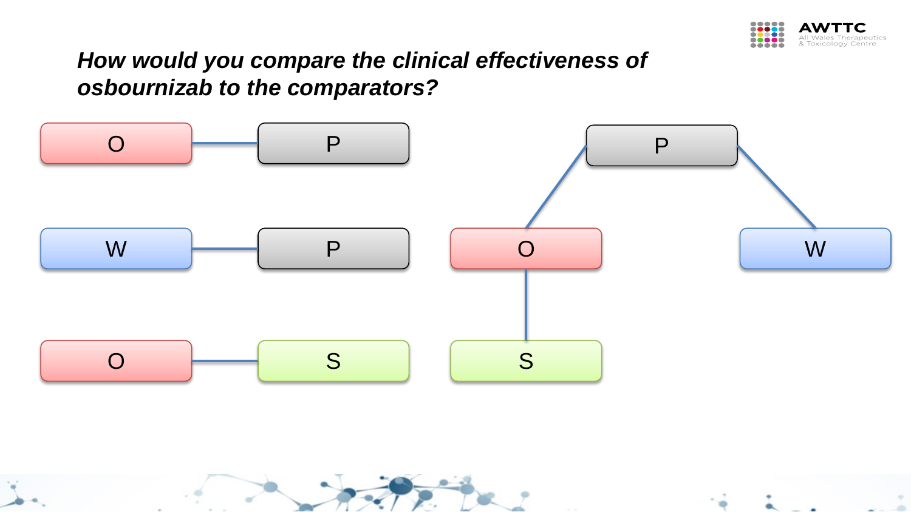## *How would you compare the clinical effectiveness of osbournizab to the comparators?*

O — P

W — P

O — S

P

O — P — W

O — S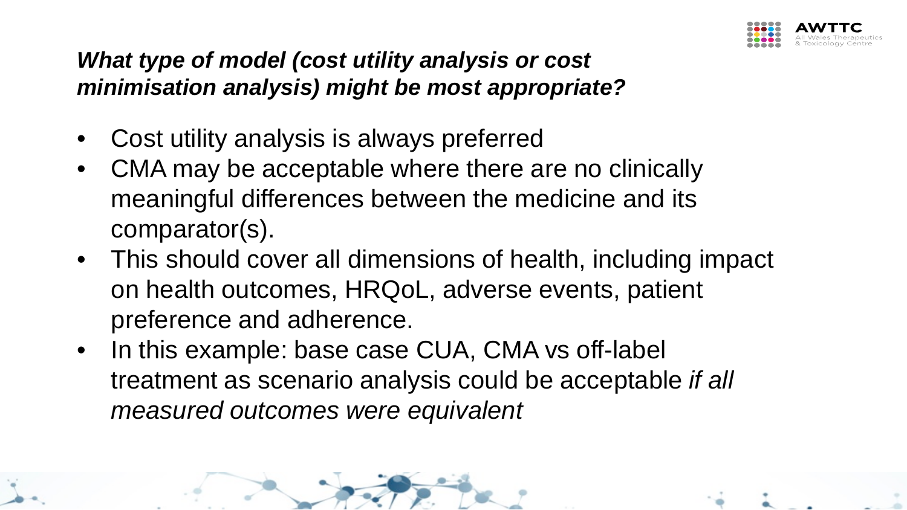## ***What type of model (cost utility analysis or cost minimisation analysis) might be most appropriate?***

- Cost utility analysis is always preferred
- CMA may be acceptable where there are no clinically meaningful differences between the medicine and its comparator(s).
- This should cover all dimensions of health, including impact on health outcomes, HRQoL, adverse events, patient preference and adherence.
- In this example: base case CUA, CMA vs off-label treatment as scenario analysis could be acceptable *if all measured outcomes were equivalent*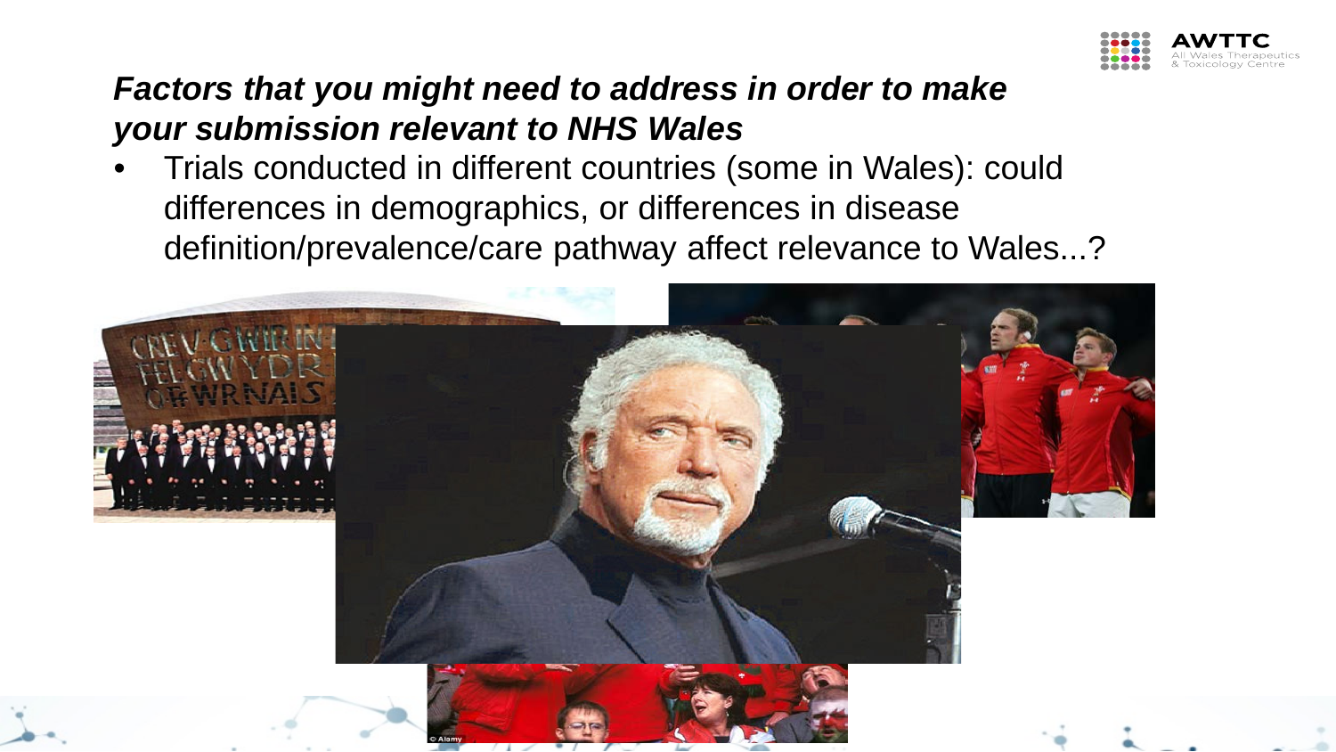### *Factors that you might need to address in order to make your submission relevant to NHS Wales*

- Trials conducted in different countries (some in Wales): could differences in demographics, or differences in disease definition/prevalence/care pathway affect relevance to Wales...?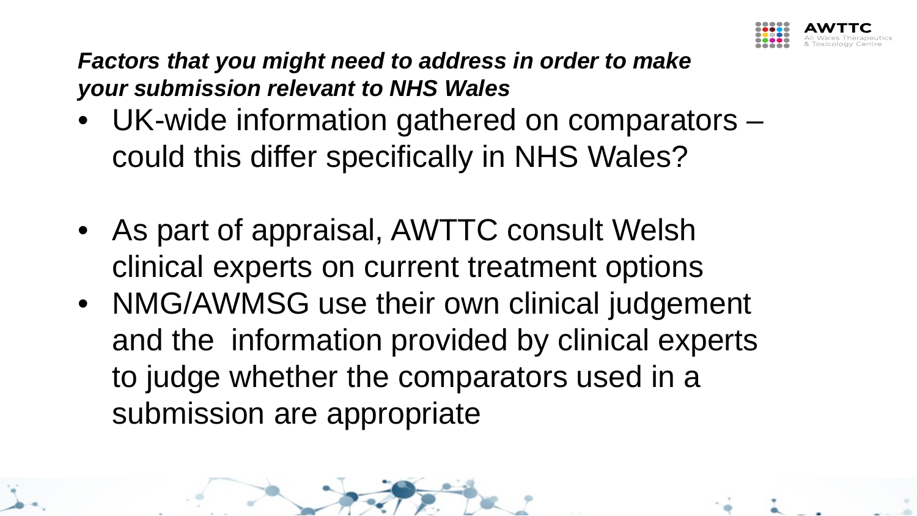***Factors that you might need to address in order to make your submission relevant to NHS Wales***

- UK-wide information gathered on comparators – could this differ specifically in NHS Wales?
- As part of appraisal, AWTTC consult Welsh clinical experts on current treatment options
- NMG/AWMSG use their own clinical judgement and the information provided by clinical experts to judge whether the comparators used in a submission are appropriate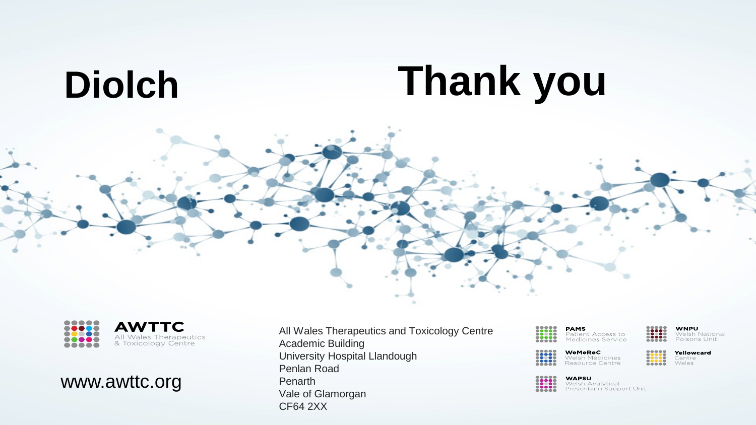# Diolch

# Thank you

**AWTTC**
All Wales Therapeutics & Toxicology Centre

www.awttc.org

All Wales Therapeutics and Toxicology Centre
Academic Building
University Hospital Llandough
Penlan Road
Penarth
Vale of Glamorgan
CF64 2XX

**PAMS**
Patient Access to Medicines Service

**WNPU**
Welsh National Poisons Unit

**WeMeReC**
Welsh Medicines Resource Centre

**Yellowcard**
Centre Wales

**WAPSU**
Welsh Analytical Prescribing Support Unit